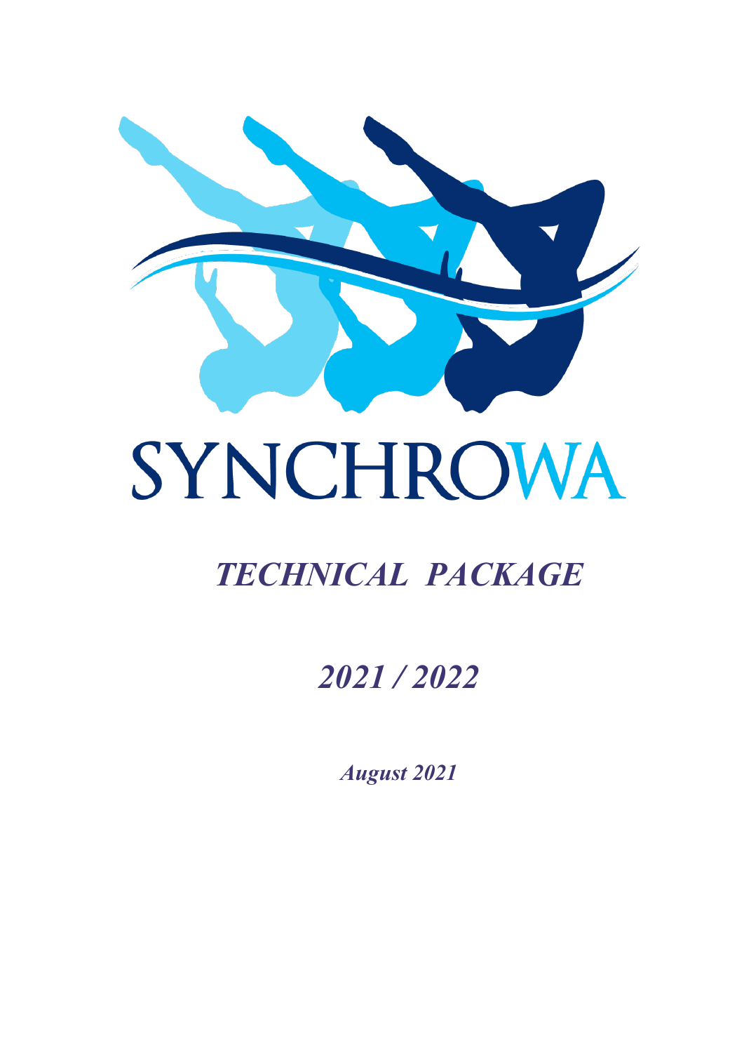# SYNCHROWA

## *TECHNICAL PACKAGE*

## *2021 / 2022*

***August 2021***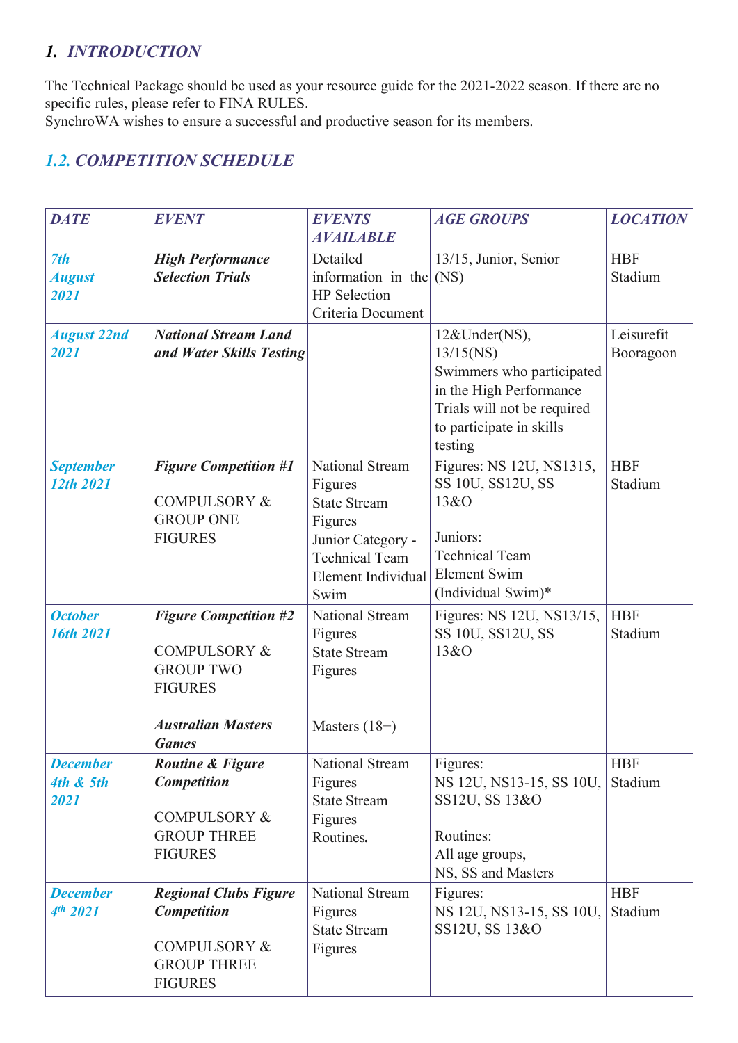## *1. INTRODUCTION*

The Technical Package should be used as your resource guide for the 2021-2022 season. If there are no specific rules, please refer to FINA RULES.
SynchroWA wishes to ensure a successful and productive season for its members.

### *1.2. COMPETITION SCHEDULE*

| *DATE* | *EVENT* | *EVENTS AVAILABLE* | *AGE GROUPS* | *LOCATION* |
|---|---|---|---|---|
| *7th August 2021* | ***High Performance Selection Trials*** | Detailed information in the HP Selection Criteria Document | 13/15, Junior, Senior (NS) | HBF Stadium |
| *August 22nd 2021* | ***National Stream Land and Water Skills Testing*** | | 12&Under(NS), 13/15(NS) Swimmers who participated in the High Performance Trials will not be required to participate in skills testing | Leisurefit Booragoon |
| *September 12th 2021* | ***Figure Competition #1*** COMPULSORY & GROUP ONE FIGURES | National Stream Figures State Stream Figures Junior Category - Technical Team Element Individual Swim | Figures: NS 12U, NS1315, SS 10U, SS12U, SS 13&O Juniors: Technical Team Element Swim (Individual Swim)* | HBF Stadium |
| *October 16th 2021* | ***Figure Competition #2*** COMPULSORY & GROUP TWO FIGURES ***Australian Masters Games*** | National Stream Figures State Stream Figures Masters (18+) | Figures: NS 12U, NS13/15, SS 10U, SS12U, SS 13&O | HBF Stadium |
| *December 4th & 5th 2021* | ***Routine & Figure Competition*** COMPULSORY & GROUP THREE FIGURES | National Stream Figures State Stream Figures Routines. | Figures: NS 12U, NS13-15, SS 10U, SS12U, SS 13&O Routines: All age groups, NS, SS and Masters | HBF Stadium |
| *December 4th 2021* | ***Regional Clubs Figure Competition*** COMPULSORY & GROUP THREE FIGURES | National Stream Figures State Stream Figures | Figures: NS 12U, NS13-15, SS 10U, SS12U, SS 13&O | HBF Stadium |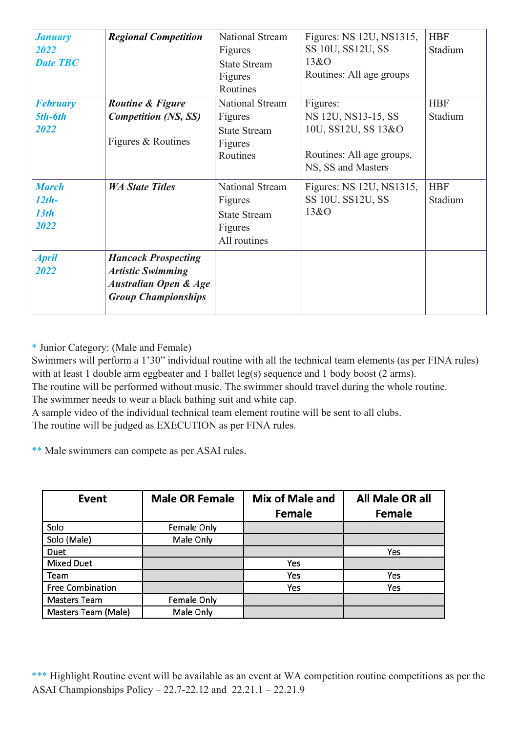| | | | | |
|---|---|---|---|---|
| ***January 2022 Date TBC*** | ***Regional Competition*** | National Stream Figures<br>State Stream Figures<br>Routines | Figures: NS 12U, NS1315, SS 10U, SS12U, SS 13&O<br>Routines: All age groups | HBF Stadium |
| ***February 5th-6th 2022*** | ***Routine & Figure Competition (NS, SS)***<br><br>Figures & Routines | National Stream Figures<br>State Stream Figures<br>Routines | Figures:<br>NS 12U, NS13-15, SS 10U, SS12U, SS 13&O<br><br>Routines: All age groups, NS, SS and Masters | HBF Stadium |
| ***March 12th-13th 2022*** | ***WA State Titles*** | National Stream Figures<br>State Stream Figures<br>All routines | Figures: NS 12U, NS1315, SS 10U, SS12U, SS 13&O | HBF Stadium |
| ***April 2022*** | ***Hancock Prospecting Artistic Swimming Australian Open & Age Group Championships*** | | | |

\* Junior Category: (Male and Female)
Swimmers will perform a 1'30" individual routine with all the technical team elements (as per FINA rules) with at least 1 double arm eggbeater and 1 ballet leg(s) sequence and 1 body boost (2 arms).
The routine will be performed without music. The swimmer should travel during the whole routine.
The swimmer needs to wear a black bathing suit and white cap.
A sample video of the individual technical team element routine will be sent to all clubs.
The routine will be judged as EXECUTION as per FINA rules.

\*\* Male swimmers can compete as per ASAI rules.

| Event | Male OR Female | Mix of Male and Female | All Male OR all Female |
|---|---|---|---|
| Solo | Female Only | | |
| Solo (Male) | Male Only | | |
| Duet | | | Yes |
| Mixed Duet | | Yes | |
| Team | | Yes | Yes |
| Free Combination | | Yes | Yes |
| Masters Team | Female Only | | |
| Masters Team (Male) | Male Only | | |

\*\*\* Highlight Routine event will be available as an event at WA competition routine competitions as per the ASAI Championships Policy – 22.7-22.12 and 22.21.1 – 22.21.9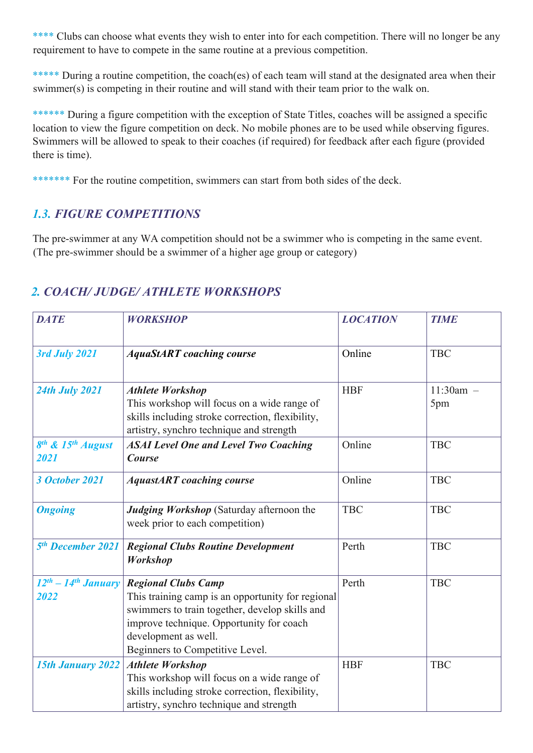**** Clubs can choose what events they wish to enter into for each competition. There will no longer be any requirement to have to compete in the same routine at a previous competition.

***** During a routine competition, the coach(es) of each team will stand at the designated area when their swimmer(s) is competing in their routine and will stand with their team prior to the walk on.

****** During a figure competition with the exception of State Titles, coaches will be assigned a specific location to view the figure competition on deck. No mobile phones are to be used while observing figures. Swimmers will be allowed to speak to their coaches (if required) for feedback after each figure (provided there is time).

******* For the routine competition, swimmers can start from both sides of the deck.

### *1.3. FIGURE COMPETITIONS*

The pre-swimmer at any WA competition should not be a swimmer who is competing in the same event. (The pre-swimmer should be a swimmer of a higher age group or category)

## *2. COACH/ JUDGE/ ATHLETE WORKSHOPS*

| *DATE* | *WORKSHOP* | *LOCATION* | *TIME* |
|---|---|---|---|
| ***3rd July 2021*** | ***AquaStART coaching course*** | Online | TBC |
| ***24th July 2021*** | ***Athlete Workshop*** This workshop will focus on a wide range of skills including stroke correction, flexibility, artistry, synchro technique and strength | HBF | 11:30am – 5pm |
| ***8th & 15th August 2021*** | ***ASAI Level One and Level Two Coaching Course*** | Online | TBC |
| ***3 October 2021*** | ***AquastART coaching course*** | Online | TBC |
| ***Ongoing*** | ***Judging Workshop*** (Saturday afternoon the week prior to each competition) | TBC | TBC |
| ***5th December 2021*** | ***Regional Clubs Routine Development Workshop*** | Perth | TBC |
| ***12th – 14th January 2022*** | ***Regional Clubs Camp*** This training camp is an opportunity for regional swimmers to train together, develop skills and improve technique. Opportunity for coach development as well. Beginners to Competitive Level. | Perth | TBC |
| ***15th January 2022*** | ***Athlete Workshop*** This workshop will focus on a wide range of skills including stroke correction, flexibility, artistry, synchro technique and strength | HBF | TBC |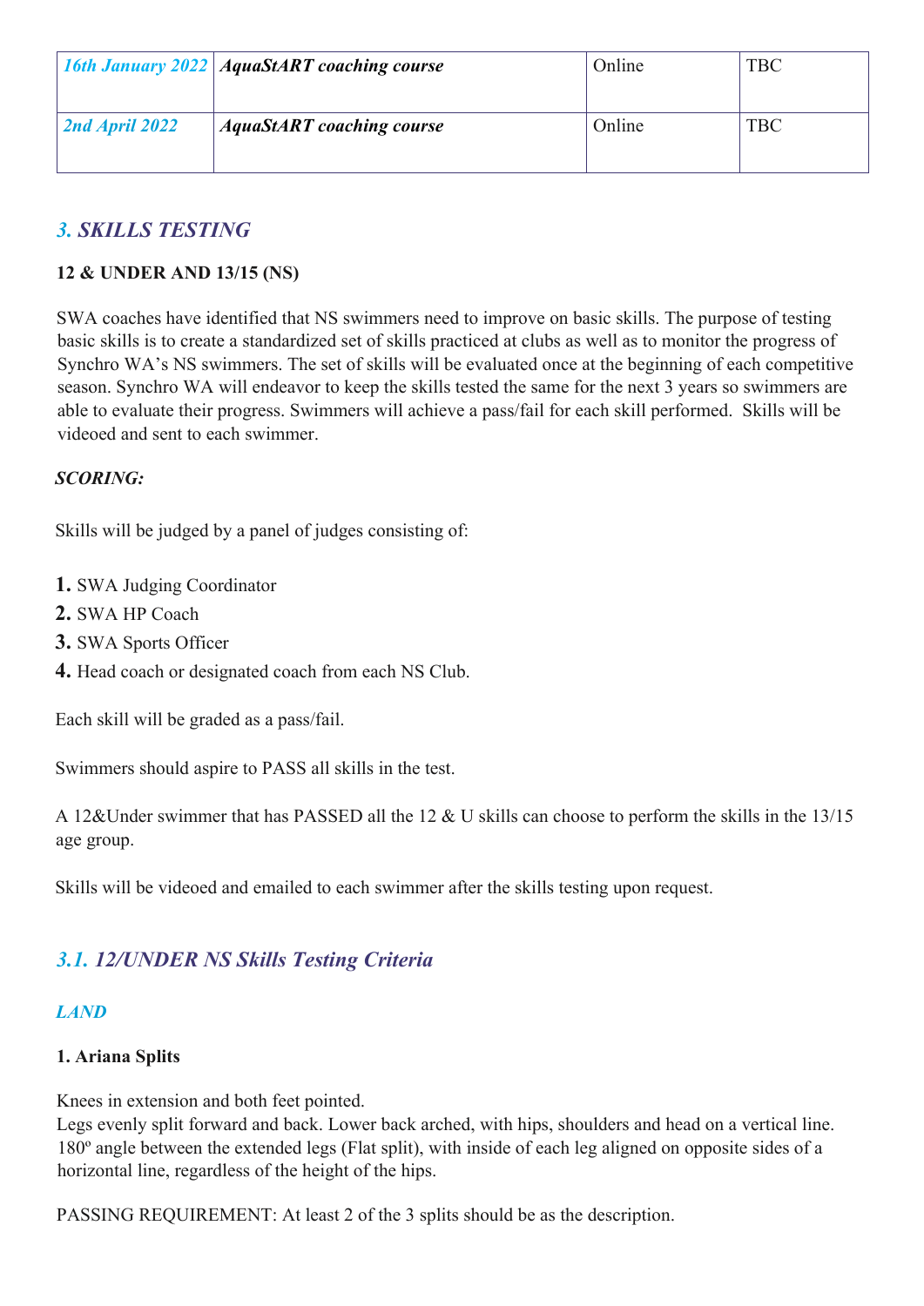| *16th January 2022* | ***AquaStART coaching course*** | Online | TBC |
|---|---|---|---|
| *2nd April 2022* | ***AquaStART coaching course*** | Online | TBC |

## *3. SKILLS TESTING*

**12 & UNDER AND 13/15 (NS)**

SWA coaches have identified that NS swimmers need to improve on basic skills. The purpose of testing basic skills is to create a standardized set of skills practiced at clubs as well as to monitor the progress of Synchro WA's NS swimmers. The set of skills will be evaluated once at the beginning of each competitive season. Synchro WA will endeavor to keep the skills tested the same for the next 3 years so swimmers are able to evaluate their progress. Swimmers will achieve a pass/fail for each skill performed. Skills will be videoed and sent to each swimmer.

***SCORING:***

Skills will be judged by a panel of judges consisting of:

1. SWA Judging Coordinator
2. SWA HP Coach
3. SWA Sports Officer
4. Head coach or designated coach from each NS Club.

Each skill will be graded as a pass/fail.

Swimmers should aspire to PASS all skills in the test.

A 12&Under swimmer that has PASSED all the 12 & U skills can choose to perform the skills in the 13/15 age group.

Skills will be videoed and emailed to each swimmer after the skills testing upon request.

### *3.1. 12/UNDER NS Skills Testing Criteria*

#### *LAND*

**1. Ariana Splits**

Knees in extension and both feet pointed.
Legs evenly split forward and back. Lower back arched, with hips, shoulders and head on a vertical line. 180º angle between the extended legs (Flat split), with inside of each leg aligned on opposite sides of a horizontal line, regardless of the height of the hips.

PASSING REQUIREMENT: At least 2 of the 3 splits should be as the description.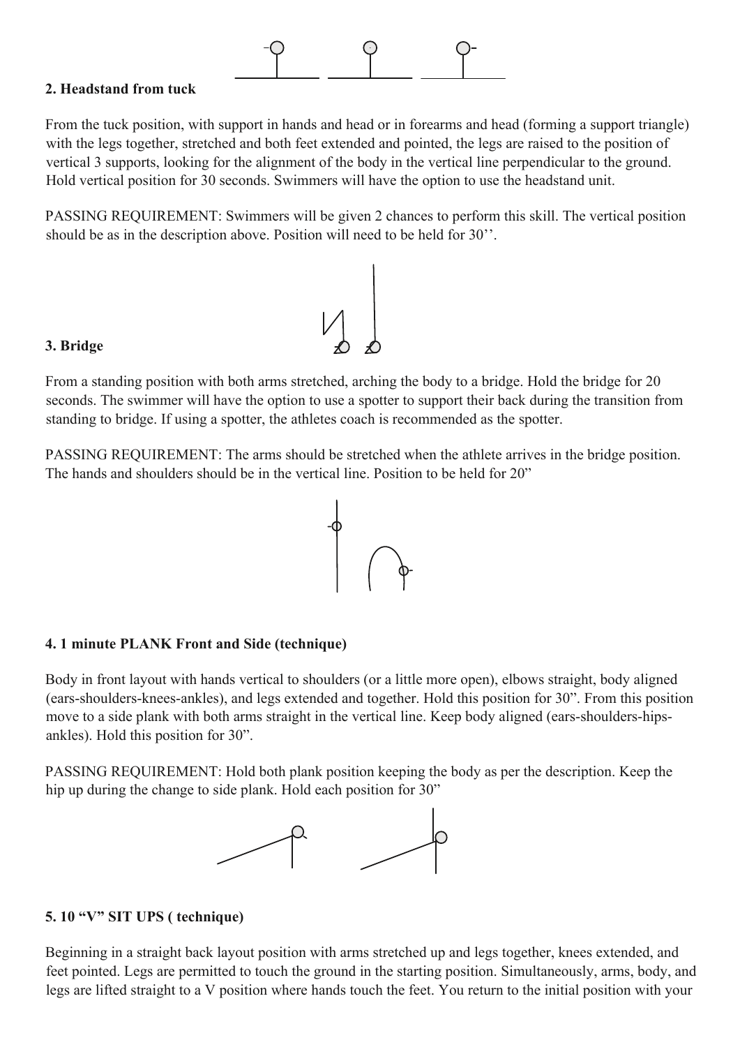## 2. Headstand from tuck

From the tuck position, with support in hands and head or in forearms and head (forming a support triangle) with the legs together, stretched and both feet extended and pointed, the legs are raised to the position of vertical 3 supports, looking for the alignment of the body in the vertical line perpendicular to the ground. Hold vertical position for 30 seconds. Swimmers will have the option to use the headstand unit.

PASSING REQUIREMENT: Swimmers will be given 2 chances to perform this skill. The vertical position should be as in the description above. Position will need to be held for 30''.

## 3. Bridge

From a standing position with both arms stretched, arching the body to a bridge. Hold the bridge for 20 seconds. The swimmer will have the option to use a spotter to support their back during the transition from standing to bridge. If using a spotter, the athletes coach is recommended as the spotter.

PASSING REQUIREMENT: The arms should be stretched when the athlete arrives in the bridge position. The hands and shoulders should be in the vertical line. Position to be held for 20"

## 4. 1 minute PLANK Front and Side (technique)

Body in front layout with hands vertical to shoulders (or a little more open), elbows straight, body aligned (ears-shoulders-knees-ankles), and legs extended and together. Hold this position for 30". From this position move to a side plank with both arms straight in the vertical line. Keep body aligned (ears-shoulders-hips-ankles). Hold this position for 30".

PASSING REQUIREMENT: Hold both plank position keeping the body as per the description. Keep the hip up during the change to side plank. Hold each position for 30"

## 5. 10 "V" SIT UPS ( technique)

Beginning in a straight back layout position with arms stretched up and legs together, knees extended, and feet pointed. Legs are permitted to touch the ground in the starting position. Simultaneously, arms, body, and legs are lifted straight to a V position where hands touch the feet. You return to the initial position with your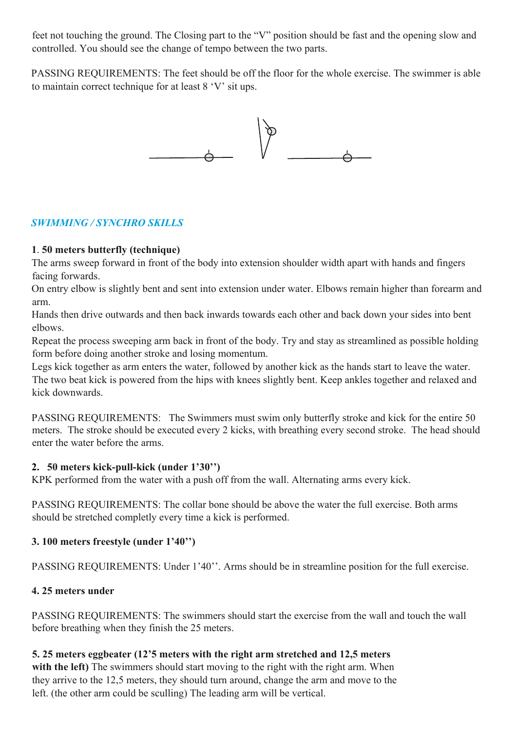feet not touching the ground. The Closing part to the "V" position should be fast and the opening slow and controlled. You should see the change of tempo between the two parts.

PASSING REQUIREMENTS: The feet should be off the floor for the whole exercise. The swimmer is able to maintain correct technique for at least 8 'V' sit ups.

## *SWIMMING / SYNCHRO SKILLS*

**1**. **50 meters butterfly (technique)**

The arms sweep forward in front of the body into extension shoulder width apart with hands and fingers facing forwards.

On entry elbow is slightly bent and sent into extension under water. Elbows remain higher than forearm and arm.

Hands then drive outwards and then back inwards towards each other and back down your sides into bent elbows.

Repeat the process sweeping arm back in front of the body. Try and stay as streamlined as possible holding form before doing another stroke and losing momentum.

Legs kick together as arm enters the water, followed by another kick as the hands start to leave the water. The two beat kick is powered from the hips with knees slightly bent. Keep ankles together and relaxed and kick downwards.

PASSING REQUIREMENTS: The Swimmers must swim only butterfly stroke and kick for the entire 50 meters. The stroke should be executed every 2 kicks, with breathing every second stroke. The head should enter the water before the arms.

**2. 50 meters kick-pull-kick (under 1'30'')**

KPK performed from the water with a push off from the wall. Alternating arms every kick.

PASSING REQUIREMENTS: The collar bone should be above the water the full exercise. Both arms should be stretched completly every time a kick is performed.

**3. 100 meters freestyle (under 1'40'')**

PASSING REQUIREMENTS: Under 1'40''. Arms should be in streamline position for the full exercise.

**4. 25 meters under**

PASSING REQUIREMENTS: The swimmers should start the exercise from the wall and touch the wall before breathing when they finish the 25 meters.

**5. 25 meters eggbeater (12'5 meters with the right arm stretched and 12,5 meters with the left)** The swimmers should start moving to the right with the right arm. When they arrive to the 12,5 meters, they should turn around, change the arm and move to the left. (the other arm could be sculling) The leading arm will be vertical.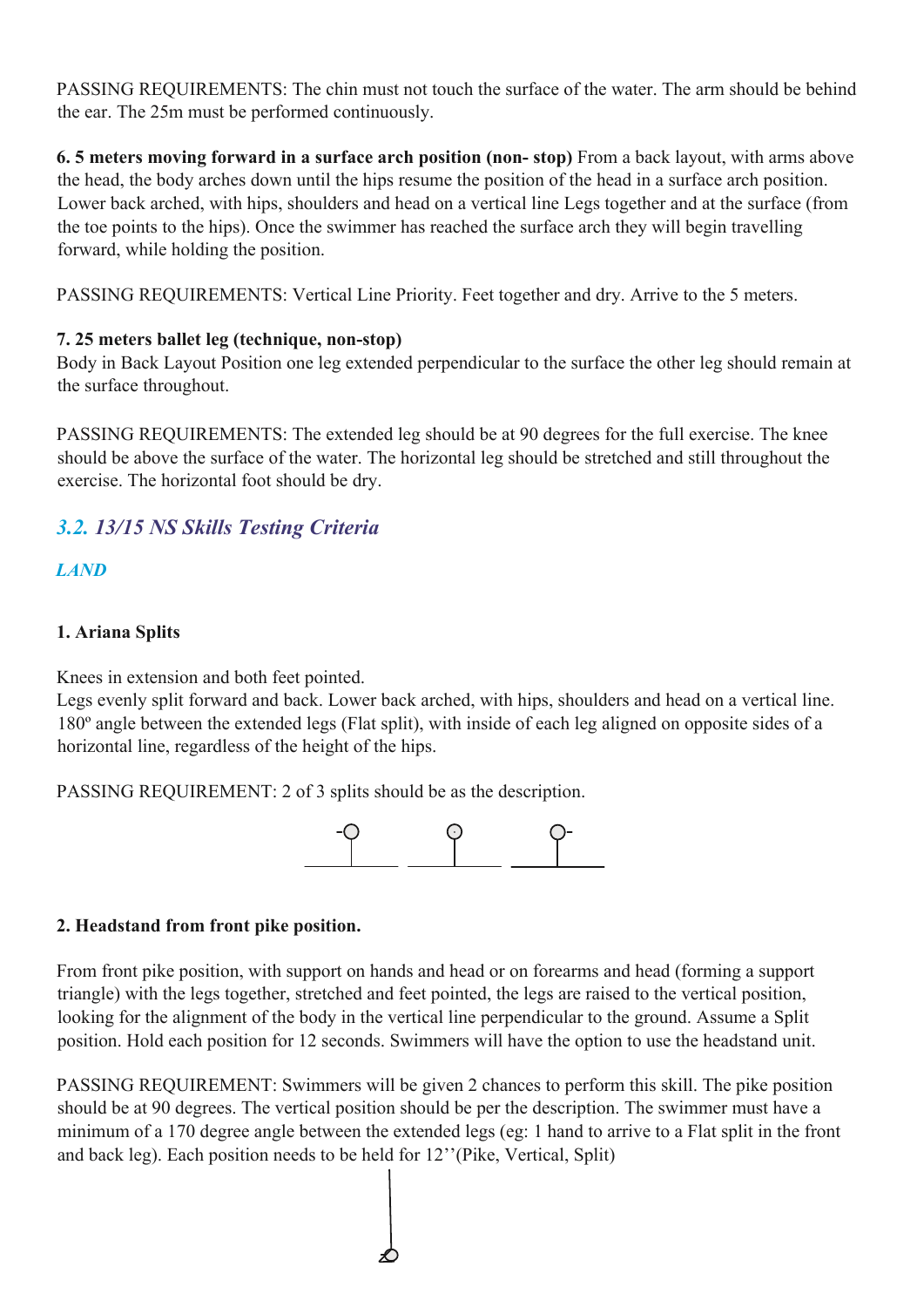PASSING REQUIREMENTS: The chin must not touch the surface of the water. The arm should be behind the ear. The 25m must be performed continuously.

**6. 5 meters moving forward in a surface arch position (non- stop)** From a back layout, with arms above the head, the body arches down until the hips resume the position of the head in a surface arch position. Lower back arched, with hips, shoulders and head on a vertical line Legs together and at the surface (from the toe points to the hips). Once the swimmer has reached the surface arch they will begin travelling forward, while holding the position.

PASSING REQUIREMENTS: Vertical Line Priority. Feet together and dry. Arrive to the 5 meters.

**7. 25 meters ballet leg (technique, non-stop)**

Body in Back Layout Position one leg extended perpendicular to the surface the other leg should remain at the surface throughout.

PASSING REQUIREMENTS: The extended leg should be at 90 degrees for the full exercise. The knee should be above the surface of the water. The horizontal leg should be stretched and still throughout the exercise. The horizontal foot should be dry.

## *3.2. 13/15 NS Skills Testing Criteria*

### *LAND*

**1. Ariana Splits**

Knees in extension and both feet pointed.
Legs evenly split forward and back. Lower back arched, with hips, shoulders and head on a vertical line. 180º angle between the extended legs (Flat split), with inside of each leg aligned on opposite sides of a horizontal line, regardless of the height of the hips.

PASSING REQUIREMENT: 2 of 3 splits should be as the description.

**2. Headstand from front pike position.**

From front pike position, with support on hands and head or on forearms and head (forming a support triangle) with the legs together, stretched and feet pointed, the legs are raised to the vertical position, looking for the alignment of the body in the vertical line perpendicular to the ground. Assume a Split position. Hold each position for 12 seconds. Swimmers will have the option to use the headstand unit.

PASSING REQUIREMENT: Swimmers will be given 2 chances to perform this skill. The pike position should be at 90 degrees. The vertical position should be per the description. The swimmer must have a minimum of a 170 degree angle between the extended legs (eg: 1 hand to arrive to a Flat split in the front and back leg). Each position needs to be held for 12’’(Pike, Vertical, Split)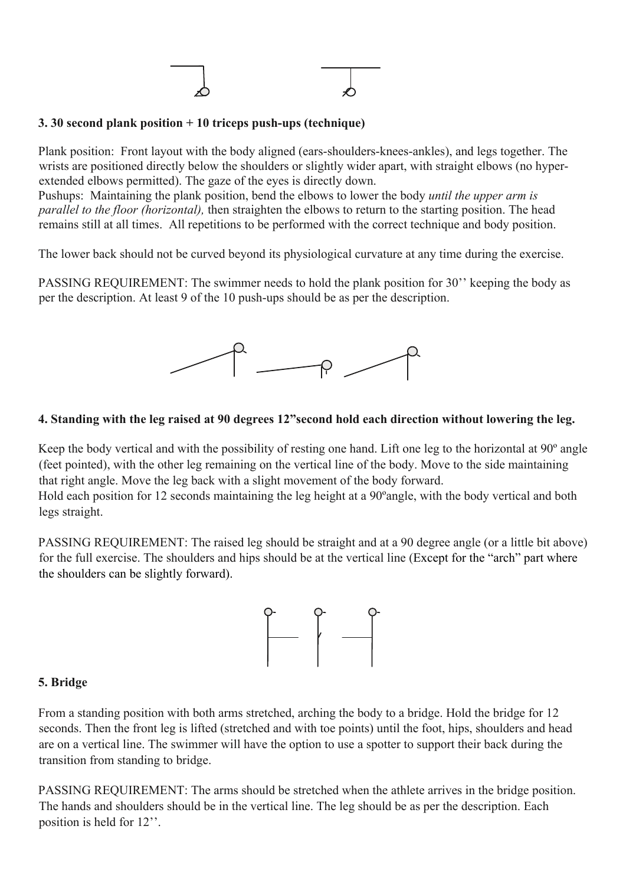### 3. 30 second plank position + 10 triceps push-ups (technique)

Plank position: Front layout with the body aligned (ears-shoulders-knees-ankles), and legs together. The wrists are positioned directly below the shoulders or slightly wider apart, with straight elbows (no hyper-extended elbows permitted). The gaze of the eyes is directly down.
Pushups: Maintaining the plank position, bend the elbows to lower the body *until the upper arm is parallel to the floor (horizontal),* then straighten the elbows to return to the starting position. The head remains still at all times. All repetitions to be performed with the correct technique and body position.

The lower back should not be curved beyond its physiological curvature at any time during the exercise.

PASSING REQUIREMENT: The swimmer needs to hold the plank position for 30'' keeping the body as per the description. At least 9 of the 10 push-ups should be as per the description.

### 4. Standing with the leg raised at 90 degrees 12"second hold each direction without lowering the leg.

Keep the body vertical and with the possibility of resting one hand. Lift one leg to the horizontal at 90º angle (feet pointed), with the other leg remaining on the vertical line of the body. Move to the side maintaining that right angle. Move the leg back with a slight movement of the body forward.
Hold each position for 12 seconds maintaining the leg height at a 90ºangle, with the body vertical and both legs straight.

PASSING REQUIREMENT: The raised leg should be straight and at a 90 degree angle (or a little bit above) for the full exercise. The shoulders and hips should be at the vertical line (Except for the "arch" part where the shoulders can be slightly forward).

### 5. Bridge

From a standing position with both arms stretched, arching the body to a bridge. Hold the bridge for 12 seconds. Then the front leg is lifted (stretched and with toe points) until the foot, hips, shoulders and head are on a vertical line. The swimmer will have the option to use a spotter to support their back during the transition from standing to bridge.

PASSING REQUIREMENT: The arms should be stretched when the athlete arrives in the bridge position. The hands and shoulders should be in the vertical line. The leg should be as per the description. Each position is held for 12''.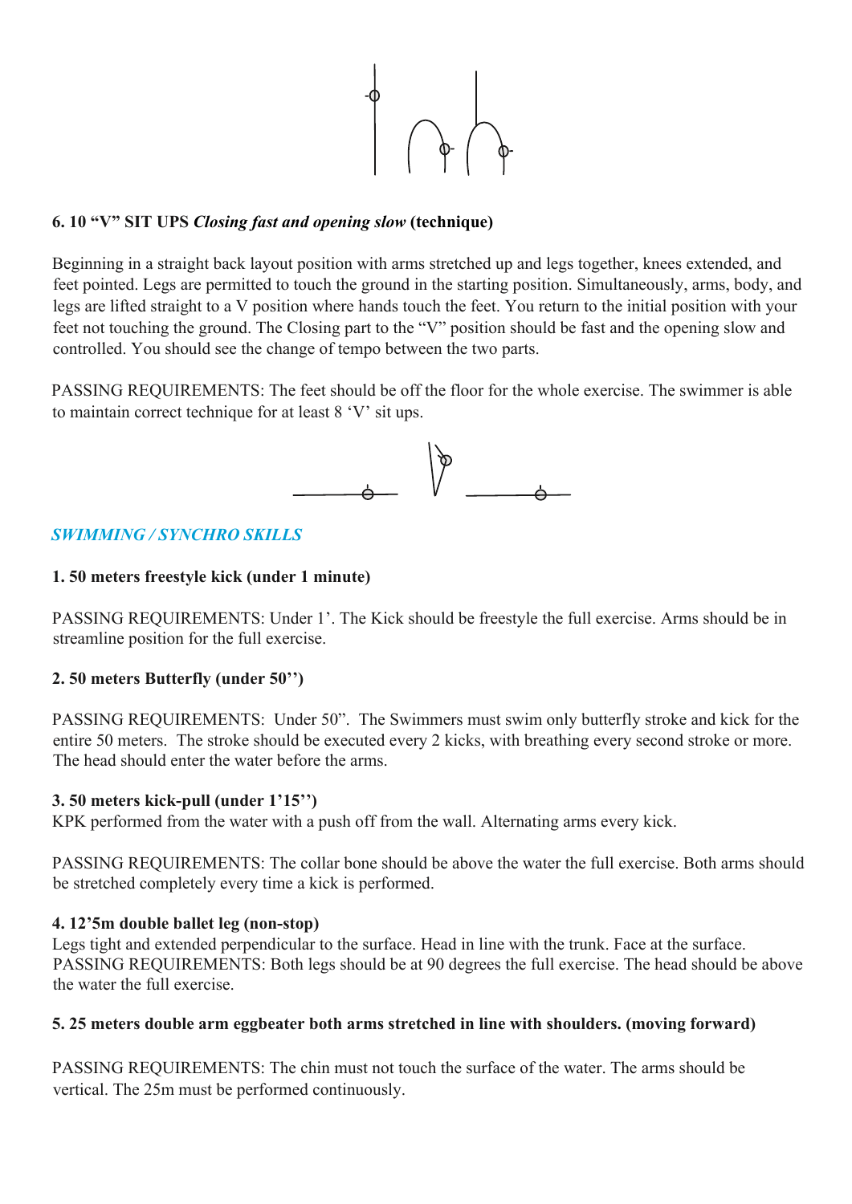**6. 10 "V" SIT UPS** ***Closing fast and opening slow*** **(technique)**

Beginning in a straight back layout position with arms stretched up and legs together, knees extended, and feet pointed. Legs are permitted to touch the ground in the starting position. Simultaneously, arms, body, and legs are lifted straight to a V position where hands touch the feet. You return to the initial position with your feet not touching the ground. The Closing part to the "V" position should be fast and the opening slow and controlled. You should see the change of tempo between the two parts.

PASSING REQUIREMENTS: The feet should be off the floor for the whole exercise. The swimmer is able to maintain correct technique for at least 8 'V' sit ups.

## *SWIMMING / SYNCHRO SKILLS*

**1. 50 meters freestyle kick (under 1 minute)**

PASSING REQUIREMENTS: Under 1'. The Kick should be freestyle the full exercise. Arms should be in streamline position for the full exercise.

**2. 50 meters Butterfly (under 50'')**

PASSING REQUIREMENTS: Under 50". The Swimmers must swim only butterfly stroke and kick for the entire 50 meters. The stroke should be executed every 2 kicks, with breathing every second stroke or more. The head should enter the water before the arms.

**3. 50 meters kick-pull (under 1'15'')**

KPK performed from the water with a push off from the wall. Alternating arms every kick.

PASSING REQUIREMENTS: The collar bone should be above the water the full exercise. Both arms should be stretched completely every time a kick is performed.

**4. 12'5m double ballet leg (non-stop)**

Legs tight and extended perpendicular to the surface. Head in line with the trunk. Face at the surface.
PASSING REQUIREMENTS: Both legs should be at 90 degrees the full exercise. The head should be above the water the full exercise.

**5. 25 meters double arm eggbeater both arms stretched in line with shoulders. (moving forward)**

PASSING REQUIREMENTS: The chin must not touch the surface of the water. The arms should be vertical. The 25m must be performed continuously.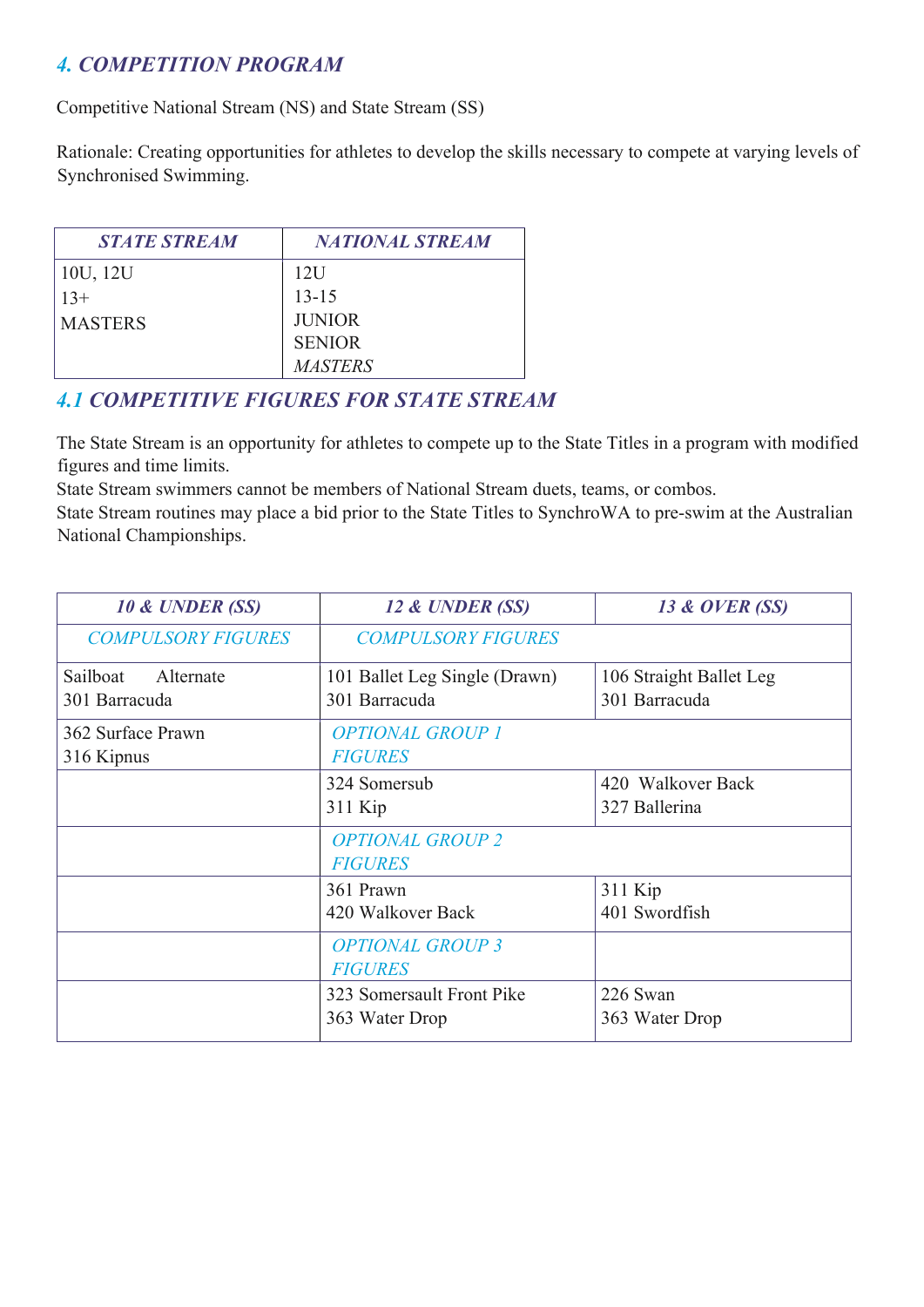## *4. COMPETITION PROGRAM*

Competitive National Stream (NS) and State Stream (SS)

Rationale: Creating opportunities for athletes to develop the skills necessary to compete at varying levels of Synchronised Swimming.

| *STATE STREAM* | *NATIONAL STREAM* |
| --- | --- |
| 10U, 12U<br>13+<br>MASTERS | 12U<br>13-15<br>JUNIOR<br>SENIOR<br>*MASTERS* |

### *4.1 COMPETITIVE FIGURES FOR STATE STREAM*

The State Stream is an opportunity for athletes to compete up to the State Titles in a program with modified figures and time limits.
State Stream swimmers cannot be members of National Stream duets, teams, or combos.
State Stream routines may place a bid prior to the State Titles to SynchroWA to pre-swim at the Australian National Championships.

| *10 & UNDER (SS)* | *12 & UNDER (SS)* | *13 & OVER (SS)* |
| --- | --- | --- |
| *COMPULSORY FIGURES* | *COMPULSORY FIGURES* | |
| Sailboat Alternate<br>301 Barracuda | 101 Ballet Leg Single (Drawn)<br>301 Barracuda | 106 Straight Ballet Leg<br>301 Barracuda |
| 362 Surface Prawn<br>316 Kipnus | *OPTIONAL GROUP 1 FIGURES* | |
| | 324 Somersub<br>311 Kip | 420 Walkover Back<br>327 Ballerina |
| | *OPTIONAL GROUP 2 FIGURES* | |
| | 361 Prawn<br>420 Walkover Back | 311 Kip<br>401 Swordfish |
| | *OPTIONAL GROUP 3 FIGURES* | |
| | 323 Somersault Front Pike<br>363 Water Drop | 226 Swan<br>363 Water Drop |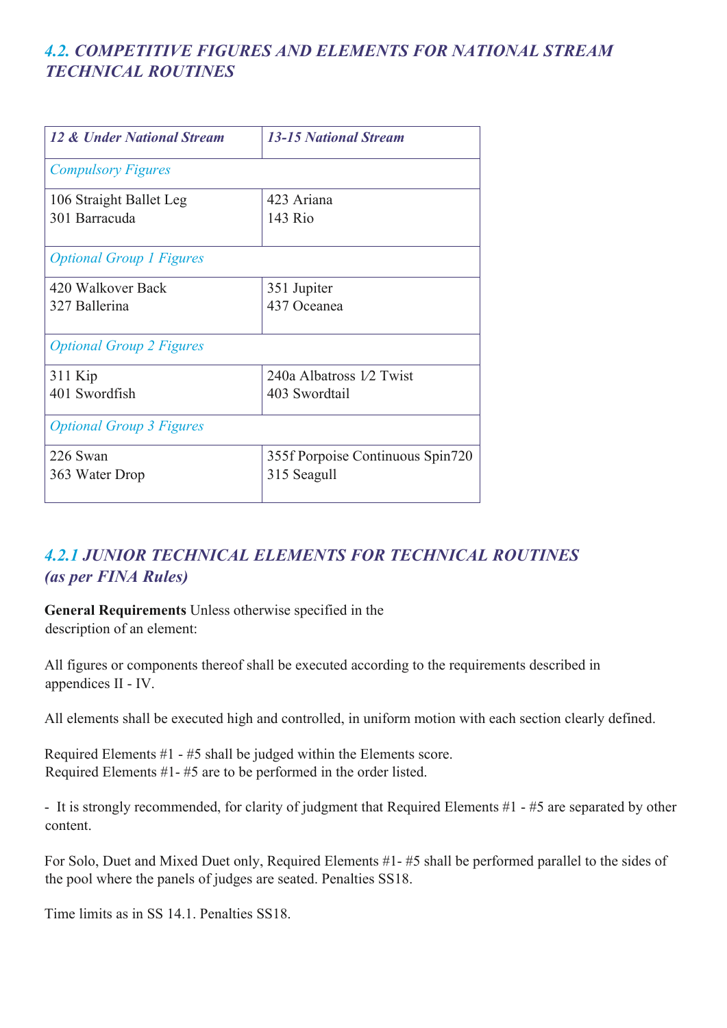## *4.2. COMPETITIVE FIGURES AND ELEMENTS FOR NATIONAL STREAM TECHNICAL ROUTINES*

| *12 & Under National Stream* | *13-15 National Stream* |
|---|---|
| *Compulsory Figures* | |
| 106 Straight Ballet Leg<br>301 Barracuda | 423 Ariana<br>143 Rio |
| *Optional Group 1 Figures* | |
| 420 Walkover Back<br>327 Ballerina | 351 Jupiter<br>437 Oceanea |
| *Optional Group 2 Figures* | |
| 311 Kip<br>401 Swordfish | 240a Albatross 1⁄2 Twist<br>403 Swordtail |
| *Optional Group 3 Figures* | |
| 226 Swan<br>363 Water Drop | 355f Porpoise Continuous Spin720<br>315 Seagull |

### *4.2.1 JUNIOR TECHNICAL ELEMENTS FOR TECHNICAL ROUTINES (as per FINA Rules)*

**General Requirements** Unless otherwise specified in the description of an element:

All figures or components thereof shall be executed according to the requirements described in appendices II - IV.

All elements shall be executed high and controlled, in uniform motion with each section clearly defined.

Required Elements #1 - #5 shall be judged within the Elements score.
Required Elements #1- #5 are to be performed in the order listed.

- It is strongly recommended, for clarity of judgment that Required Elements #1 - #5 are separated by other content.

For Solo, Duet and Mixed Duet only, Required Elements #1- #5 shall be performed parallel to the sides of the pool where the panels of judges are seated. Penalties SS18.

Time limits as in SS 14.1. Penalties SS18.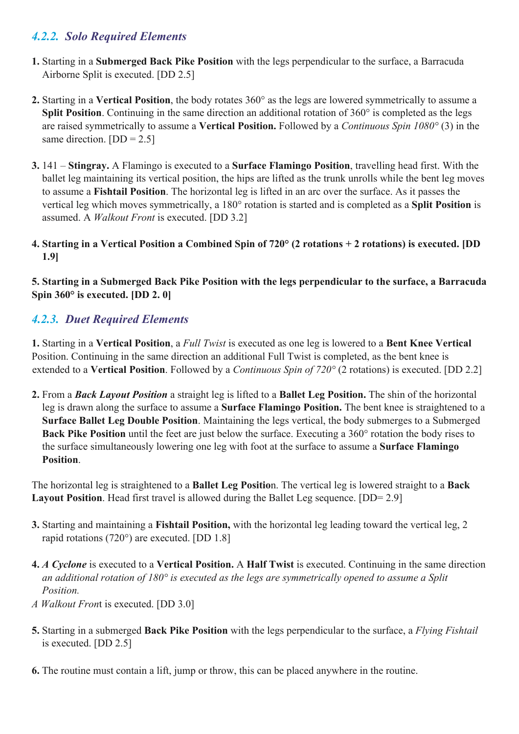### *4.2.2. Solo Required Elements*

1. Starting in a **Submerged Back Pike Position** with the legs perpendicular to the surface, a Barracuda Airborne Split is executed. [DD 2.5]

2. Starting in a **Vertical Position**, the body rotates 360° as the legs are lowered symmetrically to assume a **Split Position**. Continuing in the same direction an additional rotation of 360° is completed as the legs are raised symmetrically to assume a **Vertical Position.** Followed by a *Continuous Spin 1080°* (3) in the same direction. [DD = 2.5]

3. 141 – **Stingray.** A Flamingo is executed to a **Surface Flamingo Position**, travelling head first. With the ballet leg maintaining its vertical position, the hips are lifted as the trunk unrolls while the bent leg moves to assume a **Fishtail Position**. The horizontal leg is lifted in an arc over the surface. As it passes the vertical leg which moves symmetrically, a 180° rotation is started and is completed as a **Split Position** is assumed. A *Walkout Front* is executed. [DD 3.2]

4. **Starting in a Vertical Position a Combined Spin of 720° (2 rotations + 2 rotations) is executed. [DD 1.9]**

**5. Starting in a Submerged Back Pike Position with the legs perpendicular to the surface, a Barracuda Spin 360° is executed. [DD 2. 0]**

### *4.2.3. Duet Required Elements*

**1.** Starting in a **Vertical Position**, a *Full Twist* is executed as one leg is lowered to a **Bent Knee Vertical** Position. Continuing in the same direction an additional Full Twist is completed, as the bent knee is extended to a **Vertical Position**. Followed by a *Continuous Spin of 720°* (2 rotations) is executed. [DD 2.2]

2. From a ***Back Layout Position*** a straight leg is lifted to a **Ballet Leg Position.** The shin of the horizontal leg is drawn along the surface to assume a **Surface Flamingo Position.** The bent knee is straightened to a **Surface Ballet Leg Double Position**. Maintaining the legs vertical, the body submerges to a Submerged **Back Pike Position** until the feet are just below the surface. Executing a 360° rotation the body rises to the surface simultaneously lowering one leg with foot at the surface to assume a **Surface Flamingo Position**.

The horizontal leg is straightened to a **Ballet Leg Positio**n. The vertical leg is lowered straight to a **Back Layout Position**. Head first travel is allowed during the Ballet Leg sequence. [DD= 2.9]

3. Starting and maintaining a **Fishtail Position,** with the horizontal leg leading toward the vertical leg, 2 rapid rotations (720°) are executed. [DD 1.8]

4. ***A Cyclone*** is executed to a **Vertical Position.** A **Half Twist** is executed. Continuing in the same direction *an additional rotation of 180° is executed as the legs are symmetrically opened to assume a Split Position.*
*A Walkout Fron*t is executed. [DD 3.0]

5. Starting in a submerged **Back Pike Position** with the legs perpendicular to the surface, a *Flying Fishtail* is executed. [DD 2.5]

6. The routine must contain a lift, jump or throw, this can be placed anywhere in the routine.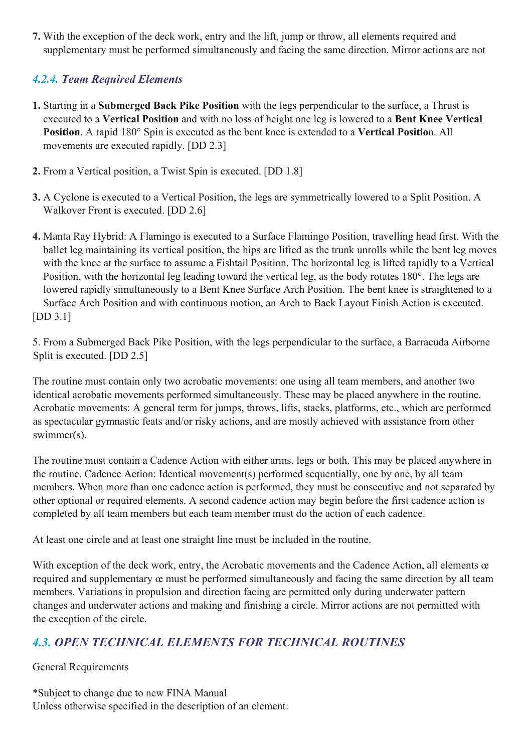7. With the exception of the deck work, entry and the lift, jump or throw, all elements required and supplementary must be performed simultaneously and facing the same direction. Mirror actions are not

### *4.2.4. Team Required Elements*

1. Starting in a **Submerged Back Pike Position** with the legs perpendicular to the surface, a Thrust is executed to a **Vertical Position** and with no loss of height one leg is lowered to a **Bent Knee Vertical Position**. A rapid 180° Spin is executed as the bent knee is extended to a **Vertical Positio**n. All movements are executed rapidly. [DD 2.3]

2. From a Vertical position, a Twist Spin is executed. [DD 1.8]

3. A Cyclone is executed to a Vertical Position, the legs are symmetrically lowered to a Split Position. A Walkover Front is executed. [DD 2.6]

4. Manta Ray Hybrid: A Flamingo is executed to a Surface Flamingo Position, travelling head first. With the ballet leg maintaining its vertical position, the hips are lifted as the trunk unrolls while the bent leg moves with the knee at the surface to assume a Fishtail Position. The horizontal leg is lifted rapidly to a Vertical Position, with the horizontal leg leading toward the vertical leg, as the body rotates 180°. The legs are lowered rapidly simultaneously to a Bent Knee Surface Arch Position. The bent knee is straightened to a Surface Arch Position and with continuous motion, an Arch to Back Layout Finish Action is executed. [DD 3.1]

5. From a Submerged Back Pike Position, with the legs perpendicular to the surface, a Barracuda Airborne Split is executed. [DD 2.5]

The routine must contain only two acrobatic movements: one using all team members, and another two identical acrobatic movements performed simultaneously. These may be placed anywhere in the routine. Acrobatic movements: A general term for jumps, throws, lifts, stacks, platforms, etc., which are performed as spectacular gymnastic feats and/or risky actions, and are mostly achieved with assistance from other swimmer(s).

The routine must contain a Cadence Action with either arms, legs or both. This may be placed anywhere in the routine. Cadence Action: Identical movement(s) performed sequentially, one by one, by all team members. When more than one cadence action is performed, they must be consecutive and not separated by other optional or required elements. A second cadence action may begin before the first cadence action is completed by all team members but each team member must do the action of each cadence.

At least one circle and at least one straight line must be included in the routine.

With exception of the deck work, entry, the Acrobatic movements and the Cadence Action, all elements œ required and supplementary œ must be performed simultaneously and facing the same direction by all team members. Variations in propulsion and direction facing are permitted only during underwater pattern changes and underwater actions and making and finishing a circle. Mirror actions are not permitted with the exception of the circle.

## *4.3. OPEN TECHNICAL ELEMENTS FOR TECHNICAL ROUTINES*

General Requirements

*Subject to change due to new FINA Manual
Unless otherwise specified in the description of an element: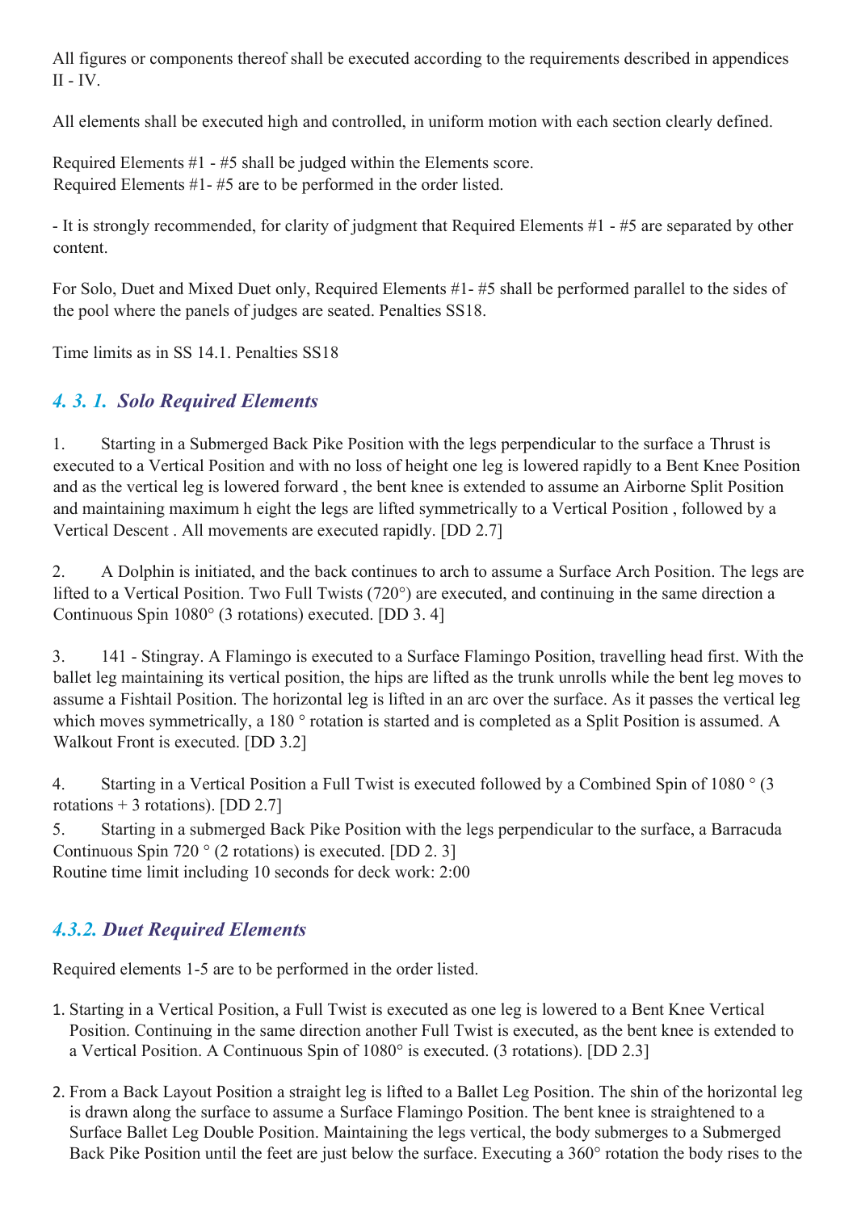All figures or components thereof shall be executed according to the requirements described in appendices II - IV.

All elements shall be executed high and controlled, in uniform motion with each section clearly defined.

Required Elements #1 - #5 shall be judged within the Elements score.
Required Elements #1- #5 are to be performed in the order listed.

- It is strongly recommended, for clarity of judgment that Required Elements #1 - #5 are separated by other content.

For Solo, Duet and Mixed Duet only, Required Elements #1- #5 shall be performed parallel to the sides of the pool where the panels of judges are seated. Penalties SS18.

Time limits as in SS 14.1. Penalties SS18

### *4. 3. 1. Solo Required Elements*

1. Starting in a Submerged Back Pike Position with the legs perpendicular to the surface a Thrust is executed to a Vertical Position and with no loss of height one leg is lowered rapidly to a Bent Knee Position and as the vertical leg is lowered forward , the bent knee is extended to assume an Airborne Split Position and maintaining maximum h eight the legs are lifted symmetrically to a Vertical Position , followed by a Vertical Descent . All movements are executed rapidly. [DD 2.7]

2. A Dolphin is initiated, and the back continues to arch to assume a Surface Arch Position. The legs are lifted to a Vertical Position. Two Full Twists (720°) are executed, and continuing in the same direction a Continuous Spin 1080° (3 rotations) executed. [DD 3. 4]

3. 141 - Stingray. A Flamingo is executed to a Surface Flamingo Position, travelling head first. With the ballet leg maintaining its vertical position, the hips are lifted as the trunk unrolls while the bent leg moves to assume a Fishtail Position. The horizontal leg is lifted in an arc over the surface. As it passes the vertical leg which moves symmetrically, a 180 ° rotation is started and is completed as a Split Position is assumed. A Walkout Front is executed. [DD 3.2]

4. Starting in a Vertical Position a Full Twist is executed followed by a Combined Spin of 1080 ° (3 rotations + 3 rotations). [DD 2.7]

5. Starting in a submerged Back Pike Position with the legs perpendicular to the surface, a Barracuda Continuous Spin 720 ° (2 rotations) is executed. [DD 2. 3]

Routine time limit including 10 seconds for deck work: 2:00

### *4.3.2. Duet Required Elements*

Required elements 1-5 are to be performed in the order listed.

1. Starting in a Vertical Position, a Full Twist is executed as one leg is lowered to a Bent Knee Vertical Position. Continuing in the same direction another Full Twist is executed, as the bent knee is extended to a Vertical Position. A Continuous Spin of 1080° is executed. (3 rotations). [DD 2.3]

2. From a Back Layout Position a straight leg is lifted to a Ballet Leg Position. The shin of the horizontal leg is drawn along the surface to assume a Surface Flamingo Position. The bent knee is straightened to a Surface Ballet Leg Double Position. Maintaining the legs vertical, the body submerges to a Submerged Back Pike Position until the feet are just below the surface. Executing a 360° rotation the body rises to the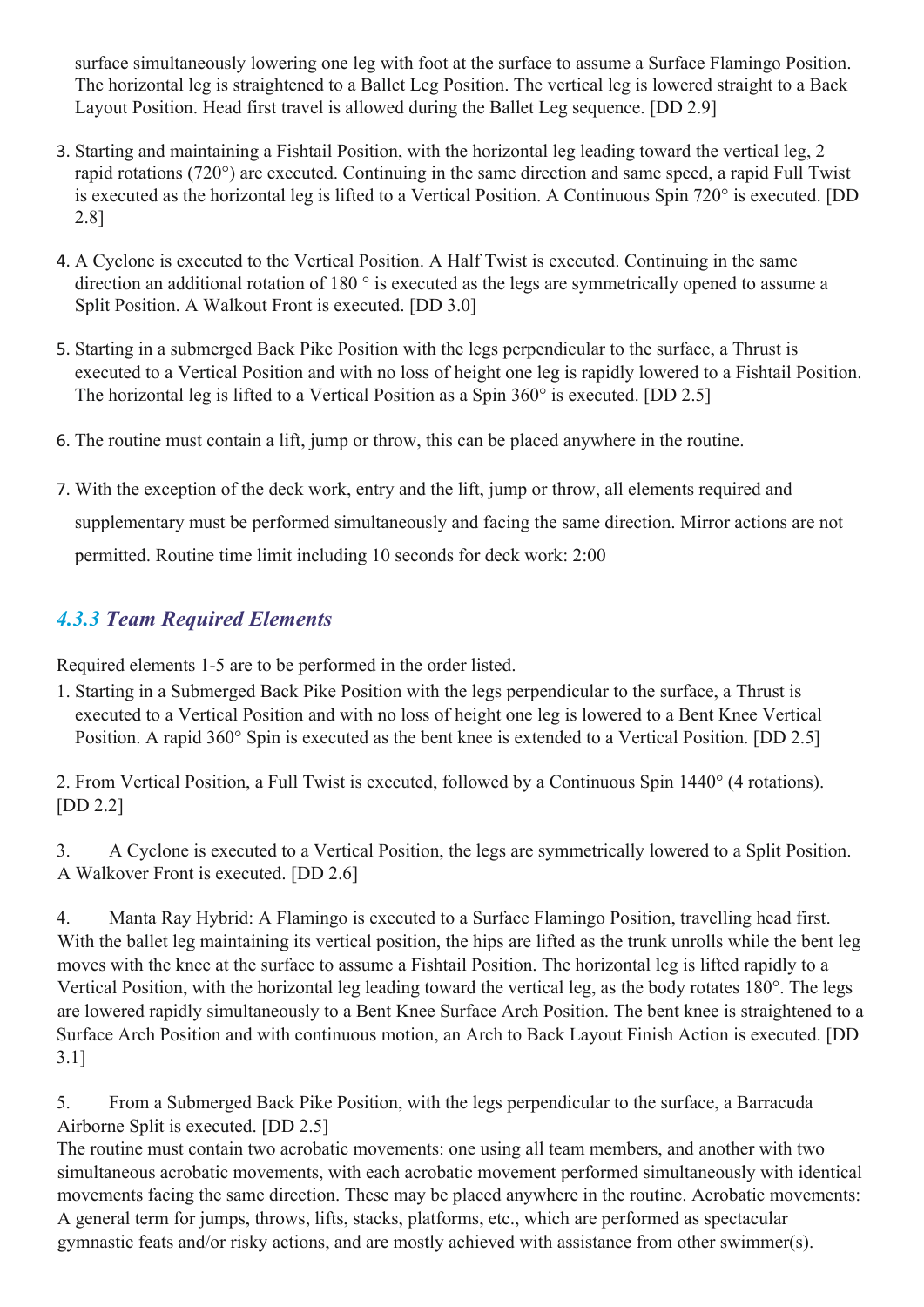surface simultaneously lowering one leg with foot at the surface to assume a Surface Flamingo Position. The horizontal leg is straightened to a Ballet Leg Position. The vertical leg is lowered straight to a Back Layout Position. Head first travel is allowed during the Ballet Leg sequence. [DD 2.9]

3. Starting and maintaining a Fishtail Position, with the horizontal leg leading toward the vertical leg, 2 rapid rotations (720°) are executed. Continuing in the same direction and same speed, a rapid Full Twist is executed as the horizontal leg is lifted to a Vertical Position. A Continuous Spin 720° is executed. [DD 2.8]
4. A Cyclone is executed to the Vertical Position. A Half Twist is executed. Continuing in the same direction an additional rotation of 180 ° is executed as the legs are symmetrically opened to assume a Split Position. A Walkout Front is executed. [DD 3.0]
5. Starting in a submerged Back Pike Position with the legs perpendicular to the surface, a Thrust is executed to a Vertical Position and with no loss of height one leg is rapidly lowered to a Fishtail Position. The horizontal leg is lifted to a Vertical Position as a Spin 360° is executed. [DD 2.5]
6. The routine must contain a lift, jump or throw, this can be placed anywhere in the routine.
7. With the exception of the deck work, entry and the lift, jump or throw, all elements required and supplementary must be performed simultaneously and facing the same direction. Mirror actions are not permitted. Routine time limit including 10 seconds for deck work: 2:00

### *4.3.3 Team Required Elements*

Required elements 1-5 are to be performed in the order listed.

1. Starting in a Submerged Back Pike Position with the legs perpendicular to the surface, a Thrust is executed to a Vertical Position and with no loss of height one leg is lowered to a Bent Knee Vertical Position. A rapid 360° Spin is executed as the bent knee is extended to a Vertical Position. [DD 2.5]

2. From Vertical Position, a Full Twist is executed, followed by a Continuous Spin 1440° (4 rotations). [DD 2.2]

3. A Cyclone is executed to a Vertical Position, the legs are symmetrically lowered to a Split Position. A Walkover Front is executed. [DD 2.6]

4. Manta Ray Hybrid: A Flamingo is executed to a Surface Flamingo Position, travelling head first. With the ballet leg maintaining its vertical position, the hips are lifted as the trunk unrolls while the bent leg moves with the knee at the surface to assume a Fishtail Position. The horizontal leg is lifted rapidly to a Vertical Position, with the horizontal leg leading toward the vertical leg, as the body rotates 180°. The legs are lowered rapidly simultaneously to a Bent Knee Surface Arch Position. The bent knee is straightened to a Surface Arch Position and with continuous motion, an Arch to Back Layout Finish Action is executed. [DD 3.1]

5. From a Submerged Back Pike Position, with the legs perpendicular to the surface, a Barracuda Airborne Split is executed. [DD 2.5]

The routine must contain two acrobatic movements: one using all team members, and another with two simultaneous acrobatic movements, with each acrobatic movement performed simultaneously with identical movements facing the same direction. These may be placed anywhere in the routine. Acrobatic movements: A general term for jumps, throws, lifts, stacks, platforms, etc., which are performed as spectacular gymnastic feats and/or risky actions, and are mostly achieved with assistance from other swimmer(s).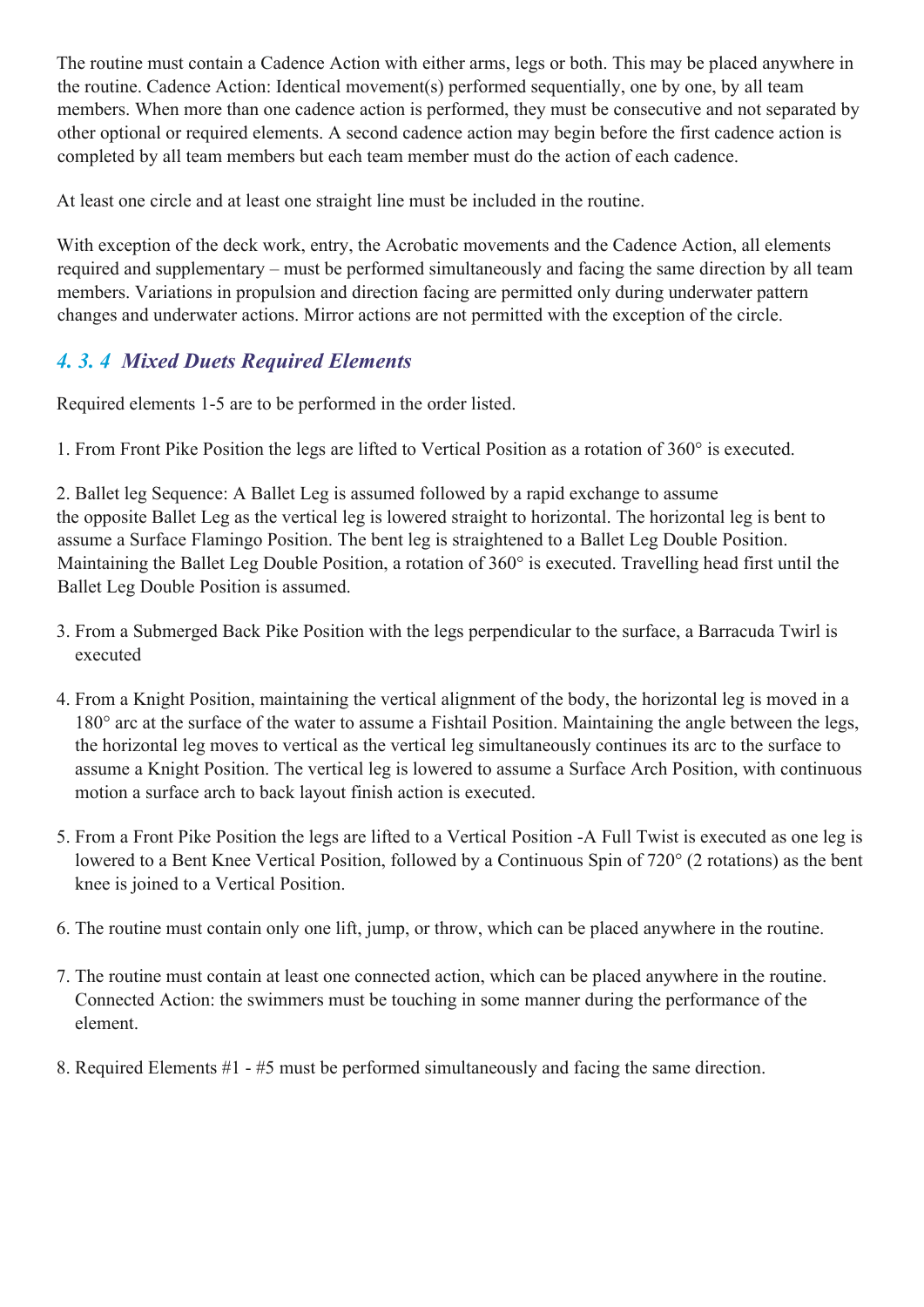The routine must contain a Cadence Action with either arms, legs or both. This may be placed anywhere in the routine. Cadence Action: Identical movement(s) performed sequentially, one by one, by all team members. When more than one cadence action is performed, they must be consecutive and not separated by other optional or required elements. A second cadence action may begin before the first cadence action is completed by all team members but each team member must do the action of each cadence.

At least one circle and at least one straight line must be included in the routine.

With exception of the deck work, entry, the Acrobatic movements and the Cadence Action, all elements required and supplementary – must be performed simultaneously and facing the same direction by all team members. Variations in propulsion and direction facing are permitted only during underwater pattern changes and underwater actions. Mirror actions are not permitted with the exception of the circle.

### *4. 3. 4 Mixed Duets Required Elements*

Required elements 1-5 are to be performed in the order listed.

1. From Front Pike Position the legs are lifted to Vertical Position as a rotation of 360° is executed.

2. Ballet leg Sequence: A Ballet Leg is assumed followed by a rapid exchange to assume the opposite Ballet Leg as the vertical leg is lowered straight to horizontal. The horizontal leg is bent to assume a Surface Flamingo Position. The bent leg is straightened to a Ballet Leg Double Position. Maintaining the Ballet Leg Double Position, a rotation of 360° is executed. Travelling head first until the Ballet Leg Double Position is assumed.

3. From a Submerged Back Pike Position with the legs perpendicular to the surface, a Barracuda Twirl is executed

4. From a Knight Position, maintaining the vertical alignment of the body, the horizontal leg is moved in a 180° arc at the surface of the water to assume a Fishtail Position. Maintaining the angle between the legs, the horizontal leg moves to vertical as the vertical leg simultaneously continues its arc to the surface to assume a Knight Position. The vertical leg is lowered to assume a Surface Arch Position, with continuous motion a surface arch to back layout finish action is executed.

5. From a Front Pike Position the legs are lifted to a Vertical Position -A Full Twist is executed as one leg is lowered to a Bent Knee Vertical Position, followed by a Continuous Spin of 720° (2 rotations) as the bent knee is joined to a Vertical Position.

6. The routine must contain only one lift, jump, or throw, which can be placed anywhere in the routine.

7. The routine must contain at least one connected action, which can be placed anywhere in the routine. Connected Action: the swimmers must be touching in some manner during the performance of the element.

8. Required Elements #1 - #5 must be performed simultaneously and facing the same direction.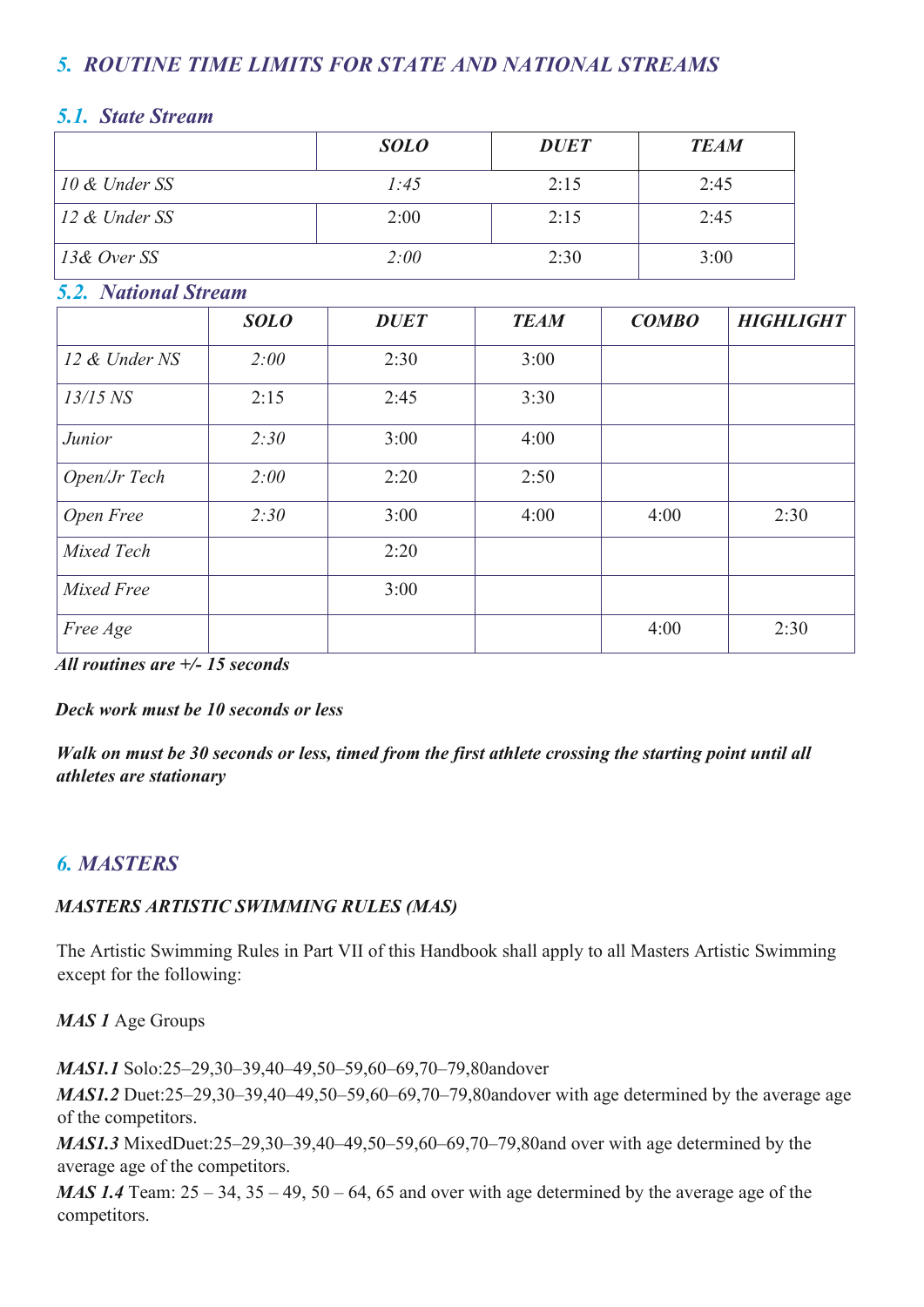## *5. ROUTINE TIME LIMITS FOR STATE AND NATIONAL STREAMS*

### *5.1. State Stream*

| | *SOLO* | *DUET* | *TEAM* |
|---|---|---|---|
| *10 & Under SS* | *1:45* | 2:15 | 2:45 |
| *12 & Under SS* | 2:00 | 2:15 | 2:45 |
| *13& Over SS* | *2:00* | 2:30 | 3:00 |

### *5.2. National Stream*

| | *SOLO* | *DUET* | *TEAM* | *COMBO* | *HIGHLIGHT* |
|---|---|---|---|---|---|
| *12 & Under NS* | *2:00* | 2:30 | 3:00 | | |
| *13/15 NS* | 2:15 | 2:45 | 3:30 | | |
| *Junior* | *2:30* | 3:00 | 4:00 | | |
| *Open/Jr Tech* | *2:00* | 2:20 | 2:50 | | |
| *Open Free* | *2:30* | 3:00 | 4:00 | 4:00 | 2:30 |
| *Mixed Tech* | | 2:20 | | | |
| *Mixed Free* | | 3:00 | | | |
| *Free Age* | | | | 4:00 | 2:30 |

***All routines are +/- 15 seconds***

***Deck work must be 10 seconds or less***

***Walk on must be 30 seconds or less, timed from the first athlete crossing the starting point until all athletes are stationary***

## *6. MASTERS*

***MASTERS ARTISTIC SWIMMING RULES (MAS)***

The Artistic Swimming Rules in Part VII of this Handbook shall apply to all Masters Artistic Swimming except for the following:

***MAS 1*** Age Groups

***MAS1.1*** Solo:25–29,30–39,40–49,50–59,60–69,70–79,80andover

***MAS1.2*** Duet:25–29,30–39,40–49,50–59,60–69,70–79,80andover with age determined by the average age of the competitors.

***MAS1.3*** MixedDuet:25–29,30–39,40–49,50–59,60–69,70–79,80and over with age determined by the average age of the competitors.

***MAS 1.4*** Team: 25 – 34, 35 – 49, 50 – 64, 65 and over with age determined by the average age of the competitors.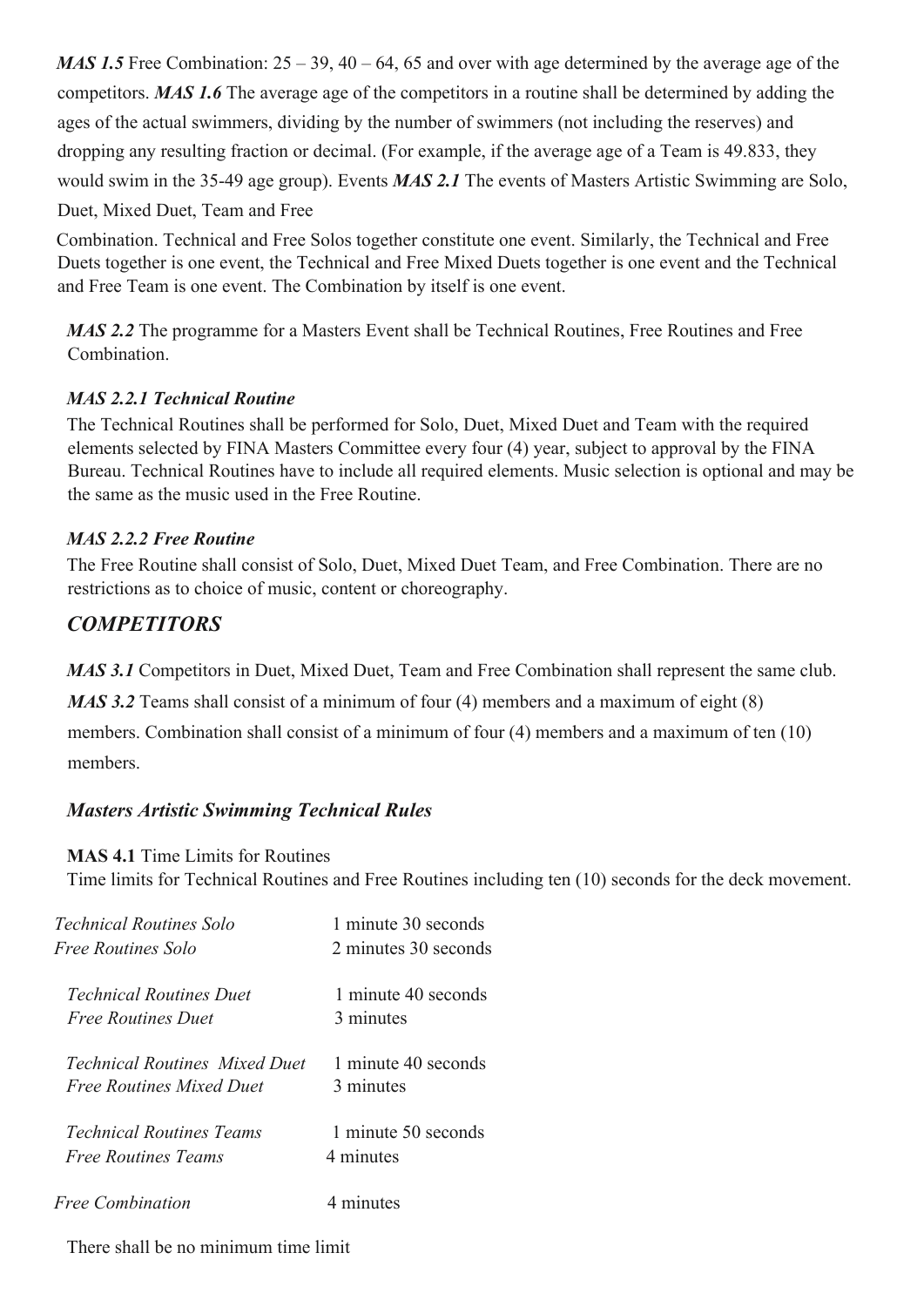***MAS 1.5*** Free Combination: 25 – 39, 40 – 64, 65 and over with age determined by the average age of the competitors. ***MAS 1.6*** The average age of the competitors in a routine shall be determined by adding the ages of the actual swimmers, dividing by the number of swimmers (not including the reserves) and dropping any resulting fraction or decimal. (For example, if the average age of a Team is 49.833, they would swim in the 35-49 age group). Events ***MAS 2.1*** The events of Masters Artistic Swimming are Solo, Duet, Mixed Duet, Team and Free Combination. Technical and Free Solos together constitute one event. Similarly, the Technical and Free Duets together is one event, the Technical and Free Mixed Duets together is one event and the Technical and Free Team is one event. The Combination by itself is one event.

***MAS 2.2*** The programme for a Masters Event shall be Technical Routines, Free Routines and Free Combination.

***MAS 2.2.1 Technical Routine***

The Technical Routines shall be performed for Solo, Duet, Mixed Duet and Team with the required elements selected by FINA Masters Committee every four (4) year, subject to approval by the FINA Bureau. Technical Routines have to include all required elements. Music selection is optional and may be the same as the music used in the Free Routine.

***MAS 2.2.2 Free Routine***

The Free Routine shall consist of Solo, Duet, Mixed Duet Team, and Free Combination. There are no restrictions as to choice of music, content or choreography.

## ***COMPETITORS***

***MAS 3.1*** Competitors in Duet, Mixed Duet, Team and Free Combination shall represent the same club.

***MAS 3.2*** Teams shall consist of a minimum of four (4) members and a maximum of eight (8) members. Combination shall consist of a minimum of four (4) members and a maximum of ten (10) members.

### ***Masters Artistic Swimming Technical Rules***

**MAS 4.1** Time Limits for Routines

Time limits for Technical Routines and Free Routines including ten (10) seconds for the deck movement.

| | |
|---|---|
| *Technical Routines Solo* | 1 minute 30 seconds |
| *Free Routines Solo* | 2 minutes 30 seconds |
| *Technical Routines Duet* | 1 minute 40 seconds |
| *Free Routines Duet* | 3 minutes |
| *Technical Routines Mixed Duet* | 1 minute 40 seconds |
| *Free Routines Mixed Duet* | 3 minutes |
| *Technical Routines Teams* | 1 minute 50 seconds |
| *Free Routines Teams* | 4 minutes |
| *Free Combination* | 4 minutes |

There shall be no minimum time limit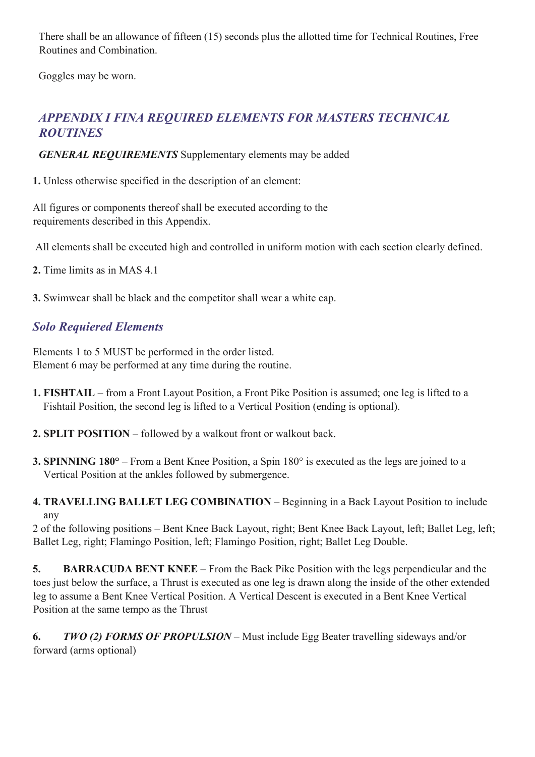There shall be an allowance of fifteen (15) seconds plus the allotted time for Technical Routines, Free Routines and Combination.

Goggles may be worn.

## *APPENDIX I FINA REQUIRED ELEMENTS FOR MASTERS TECHNICAL ROUTINES*

***GENERAL REQUIREMENTS*** Supplementary elements may be added

**1.** Unless otherwise specified in the description of an element:

All figures or components thereof shall be executed according to the requirements described in this Appendix.

All elements shall be executed high and controlled in uniform motion with each section clearly defined.

**2.** Time limits as in MAS 4.1

**3.** Swimwear shall be black and the competitor shall wear a white cap.

### *Solo Requiered Elements*

Elements 1 to 5 MUST be performed in the order listed.
Element 6 may be performed at any time during the routine.

**1. FISHTAIL** – from a Front Layout Position, a Front Pike Position is assumed; one leg is lifted to a Fishtail Position, the second leg is lifted to a Vertical Position (ending is optional).

**2. SPLIT POSITION** – followed by a walkout front or walkout back.

**3. SPINNING 180°** – From a Bent Knee Position, a Spin 180° is executed as the legs are joined to a Vertical Position at the ankles followed by submergence.

**4. TRAVELLING BALLET LEG COMBINATION** – Beginning in a Back Layout Position to include any
2 of the following positions – Bent Knee Back Layout, right; Bent Knee Back Layout, left; Ballet Leg, left; Ballet Leg, right; Flamingo Position, left; Flamingo Position, right; Ballet Leg Double.

**5. BARRACUDA BENT KNEE** – From the Back Pike Position with the legs perpendicular and the toes just below the surface, a Thrust is executed as one leg is drawn along the inside of the other extended leg to assume a Bent Knee Vertical Position. A Vertical Descent is executed in a Bent Knee Vertical Position at the same tempo as the Thrust

**6. *TWO (2) FORMS OF PROPULSION*** – Must include Egg Beater travelling sideways and/or forward (arms optional)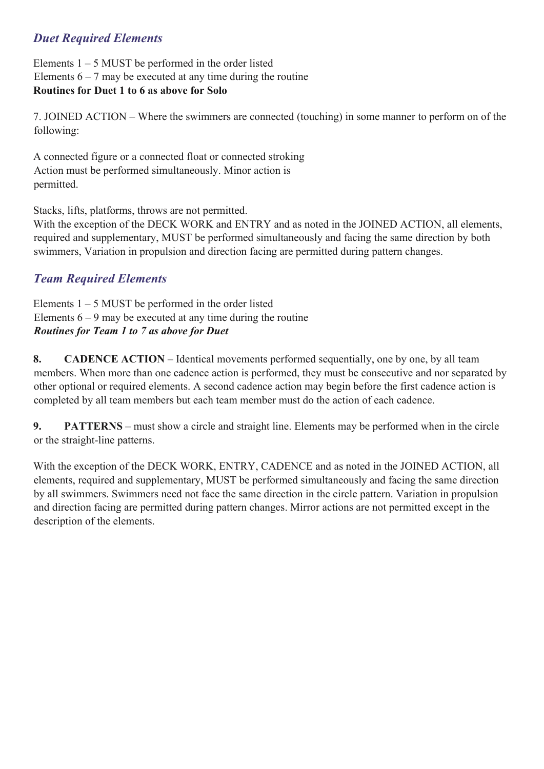## *Duet Required Elements*

Elements 1 – 5 MUST be performed in the order listed
Elements 6 – 7 may be executed at any time during the routine
**Routines for Duet 1 to 6 as above for Solo**

7. JOINED ACTION – Where the swimmers are connected (touching) in some manner to perform on of the following:

A connected figure or a connected float or connected stroking
Action must be performed simultaneously. Minor action is permitted.

Stacks, lifts, platforms, throws are not permitted.
With the exception of the DECK WORK and ENTRY and as noted in the JOINED ACTION, all elements, required and supplementary, MUST be performed simultaneously and facing the same direction by both swimmers, Variation in propulsion and direction facing are permitted during pattern changes.

## *Team Required Elements*

Elements 1 – 5 MUST be performed in the order listed
Elements 6 – 9 may be executed at any time during the routine
***Routines for Team 1 to 7 as above for Duet***

**8. CADENCE ACTION** – Identical movements performed sequentially, one by one, by all team members. When more than one cadence action is performed, they must be consecutive and nor separated by other optional or required elements. A second cadence action may begin before the first cadence action is completed by all team members but each team member must do the action of each cadence.

**9. PATTERNS** – must show a circle and straight line. Elements may be performed when in the circle or the straight-line patterns.

With the exception of the DECK WORK, ENTRY, CADENCE and as noted in the JOINED ACTION, all elements, required and supplementary, MUST be performed simultaneously and facing the same direction by all swimmers. Swimmers need not face the same direction in the circle pattern. Variation in propulsion and direction facing are permitted during pattern changes. Mirror actions are not permitted except in the description of the elements.